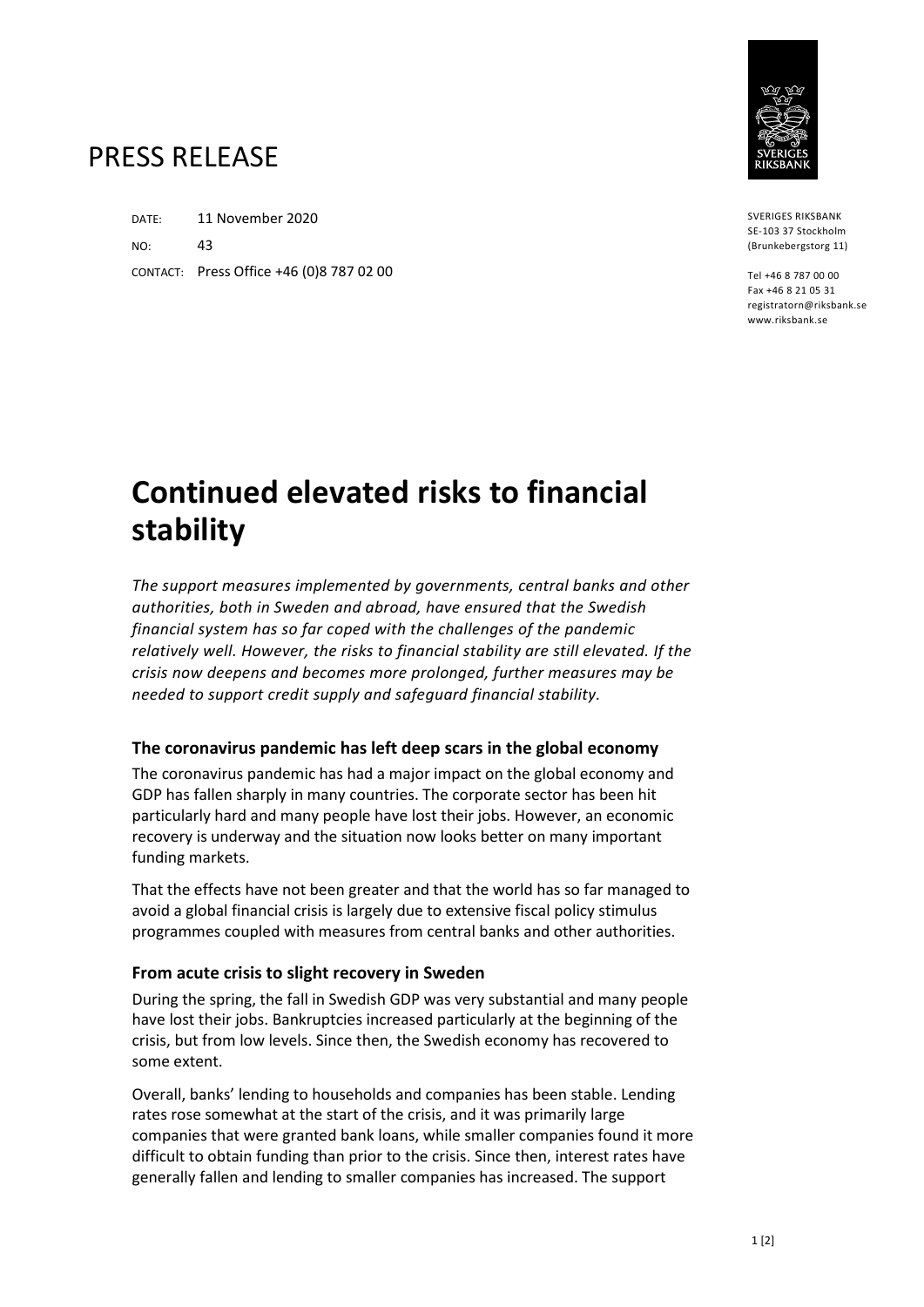# PRESS RELEASE

DATE: 11 November 2020

NO: 43

CONTACT: Press Office +46 (0)8 787 02 00

SVERIGES RIKSBANK
SE-103 37 Stockholm
(Brunkebergstorg 11)

Tel +46 8 787 00 00
Fax +46 8 21 05 31
registratorn@riksbank.se
www.riksbank.se

# Continued elevated risks to financial stability

*The support measures implemented by governments, central banks and other authorities, both in Sweden and abroad, have ensured that the Swedish financial system has so far coped with the challenges of the pandemic relatively well. However, the risks to financial stability are still elevated. If the crisis now deepens and becomes more prolonged, further measures may be needed to support credit supply and safeguard financial stability.*

### The coronavirus pandemic has left deep scars in the global economy

The coronavirus pandemic has had a major impact on the global economy and GDP has fallen sharply in many countries. The corporate sector has been hit particularly hard and many people have lost their jobs. However, an economic recovery is underway and the situation now looks better on many important funding markets.

That the effects have not been greater and that the world has so far managed to avoid a global financial crisis is largely due to extensive fiscal policy stimulus programmes coupled with measures from central banks and other authorities.

### From acute crisis to slight recovery in Sweden

During the spring, the fall in Swedish GDP was very substantial and many people have lost their jobs. Bankruptcies increased particularly at the beginning of the crisis, but from low levels. Since then, the Swedish economy has recovered to some extent.

Overall, banks' lending to households and companies has been stable. Lending rates rose somewhat at the start of the crisis, and it was primarily large companies that were granted bank loans, while smaller companies found it more difficult to obtain funding than prior to the crisis. Since then, interest rates have generally fallen and lending to smaller companies has increased. The support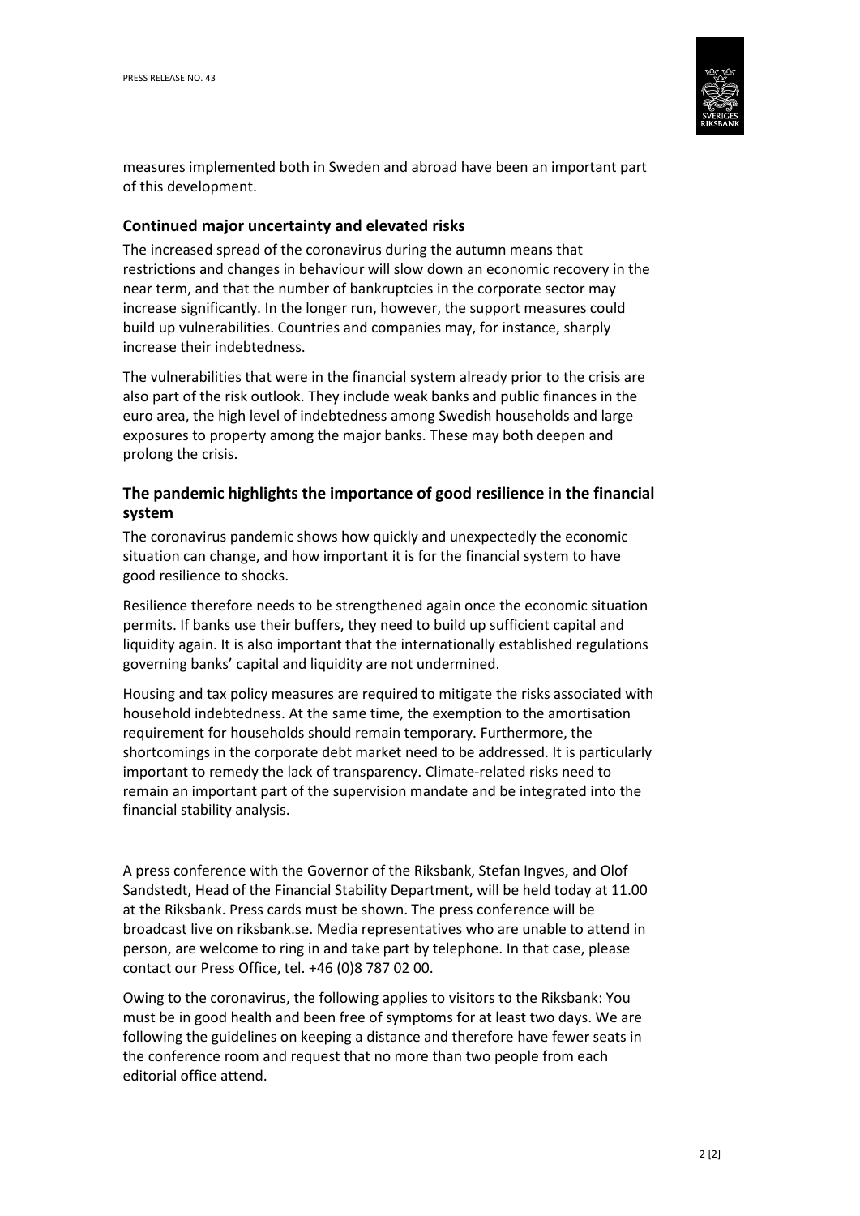measures implemented both in Sweden and abroad have been an important part of this development.

### Continued major uncertainty and elevated risks

The increased spread of the coronavirus during the autumn means that restrictions and changes in behaviour will slow down an economic recovery in the near term, and that the number of bankruptcies in the corporate sector may increase significantly. In the longer run, however, the support measures could build up vulnerabilities. Countries and companies may, for instance, sharply increase their indebtedness.

The vulnerabilities that were in the financial system already prior to the crisis are also part of the risk outlook. They include weak banks and public finances in the euro area, the high level of indebtedness among Swedish households and large exposures to property among the major banks. These may both deepen and prolong the crisis.

### The pandemic highlights the importance of good resilience in the financial system

The coronavirus pandemic shows how quickly and unexpectedly the economic situation can change, and how important it is for the financial system to have good resilience to shocks.

Resilience therefore needs to be strengthened again once the economic situation permits. If banks use their buffers, they need to build up sufficient capital and liquidity again. It is also important that the internationally established regulations governing banks' capital and liquidity are not undermined.

Housing and tax policy measures are required to mitigate the risks associated with household indebtedness. At the same time, the exemption to the amortisation requirement for households should remain temporary. Furthermore, the shortcomings in the corporate debt market need to be addressed. It is particularly important to remedy the lack of transparency. Climate-related risks need to remain an important part of the supervision mandate and be integrated into the financial stability analysis.

A press conference with the Governor of the Riksbank, Stefan Ingves, and Olof Sandstedt, Head of the Financial Stability Department, will be held today at 11.00 at the Riksbank. Press cards must be shown. The press conference will be broadcast live on riksbank.se. Media representatives who are unable to attend in person, are welcome to ring in and take part by telephone. In that case, please contact our Press Office, tel. +46 (0)8 787 02 00.

Owing to the coronavirus, the following applies to visitors to the Riksbank: You must be in good health and been free of symptoms for at least two days. We are following the guidelines on keeping a distance and therefore have fewer seats in the conference room and request that no more than two people from each editorial office attend.